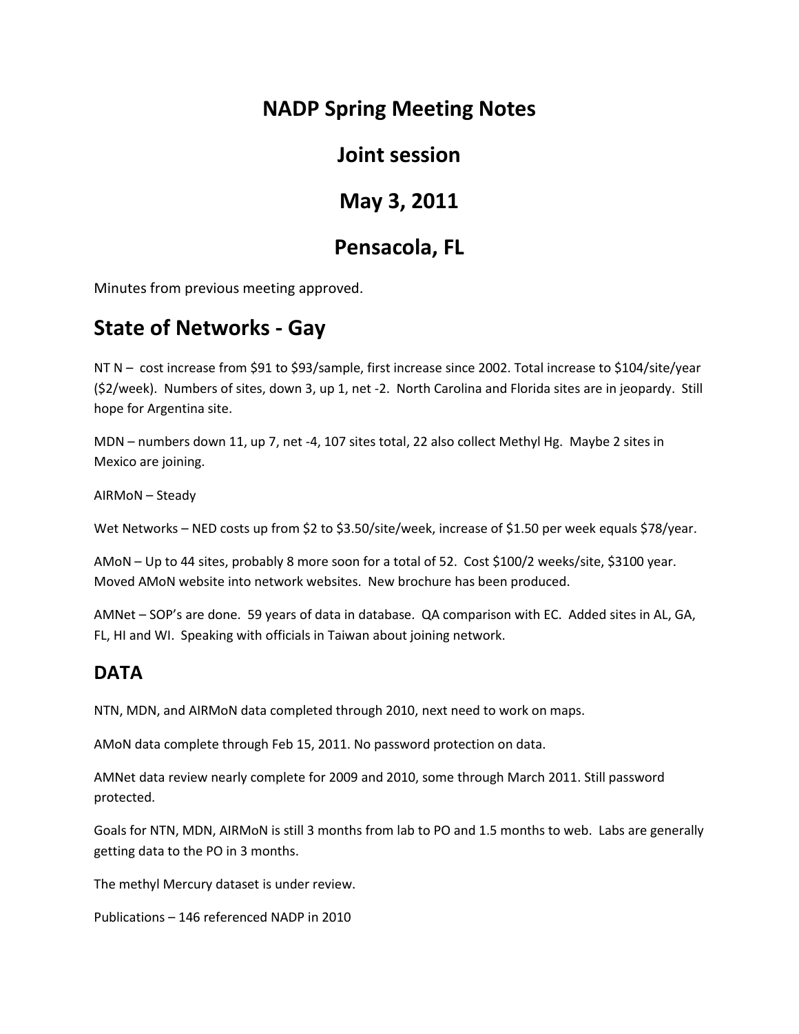# NADP Spring Meeting Notes

# Joint session

# May 3, 2011

# Pensacola, FL

Minutes from previous meeting approved.

## State of Networks - Gay

NT N – cost increase from $91 to $93/sample, first increase since 2002. Total increase to $104/site/year ($2/week). Numbers of sites, down 3, up 1, net -2. North Carolina and Florida sites are in jeopardy. Still hope for Argentina site.

MDN – numbers down 11, up 7, net -4, 107 sites total, 22 also collect Methyl Hg. Maybe 2 sites in Mexico are joining.

AIRMoN – Steady

Wet Networks – NED costs up from $2 to $3.50/site/week, increase of $1.50 per week equals $78/year.

AMoN – Up to 44 sites, probably 8 more soon for a total of 52. Cost $100/2 weeks/site, $3100 year. Moved AMoN website into network websites. New brochure has been produced.

AMNet – SOP's are done. 59 years of data in database. QA comparison with EC. Added sites in AL, GA, FL, HI and WI. Speaking with officials in Taiwan about joining network.

### DATA

NTN, MDN, and AIRMoN data completed through 2010, next need to work on maps.

AMoN data complete through Feb 15, 2011. No password protection on data.

AMNet data review nearly complete for 2009 and 2010, some through March 2011. Still password protected.

Goals for NTN, MDN, AIRMoN is still 3 months from lab to PO and 1.5 months to web. Labs are generally getting data to the PO in 3 months.

The methyl Mercury dataset is under review.

Publications – 146 referenced NADP in 2010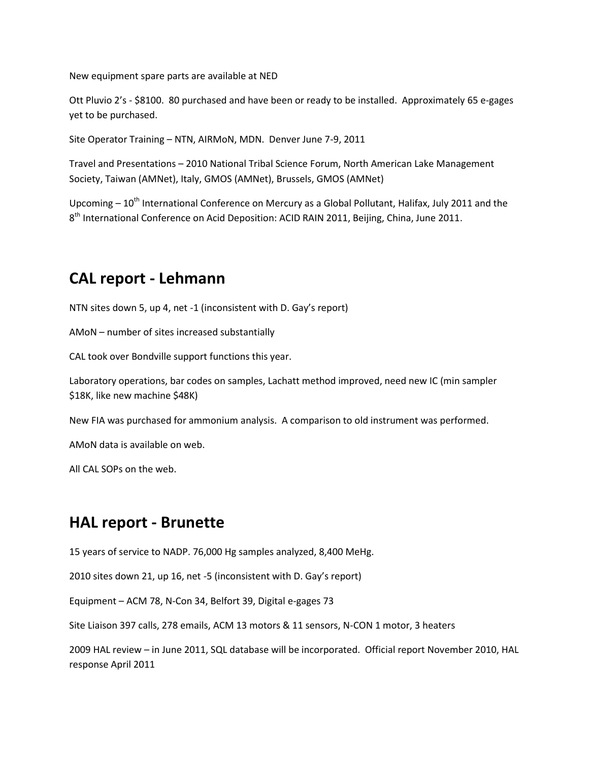New equipment spare parts are available at NED

Ott Pluvio 2's - $8100. 80 purchased and have been or ready to be installed. Approximately 65 e-gages yet to be purchased.

Site Operator Training – NTN, AIRMoN, MDN. Denver June 7-9, 2011

Travel and Presentations – 2010 National Tribal Science Forum, North American Lake Management Society, Taiwan (AMNet), Italy, GMOS (AMNet), Brussels, GMOS (AMNet)

Upcoming – 10th International Conference on Mercury as a Global Pollutant, Halifax, July 2011 and the 8th International Conference on Acid Deposition: ACID RAIN 2011, Beijing, China, June 2011.

## CAL report - Lehmann

NTN sites down 5, up 4, net -1 (inconsistent with D. Gay's report)

AMoN – number of sites increased substantially

CAL took over Bondville support functions this year.

Laboratory operations, bar codes on samples, Lachatt method improved, need new IC (min sampler $18K, like new machine $48K)

New FIA was purchased for ammonium analysis. A comparison to old instrument was performed.

AMoN data is available on web.

All CAL SOPs on the web.

## HAL report - Brunette

15 years of service to NADP. 76,000 Hg samples analyzed, 8,400 MeHg.

2010 sites down 21, up 16, net -5 (inconsistent with D. Gay's report)

Equipment – ACM 78, N-Con 34, Belfort 39, Digital e-gages 73

Site Liaison 397 calls, 278 emails, ACM 13 motors & 11 sensors, N-CON 1 motor, 3 heaters

2009 HAL review – in June 2011, SQL database will be incorporated. Official report November 2010, HAL response April 2011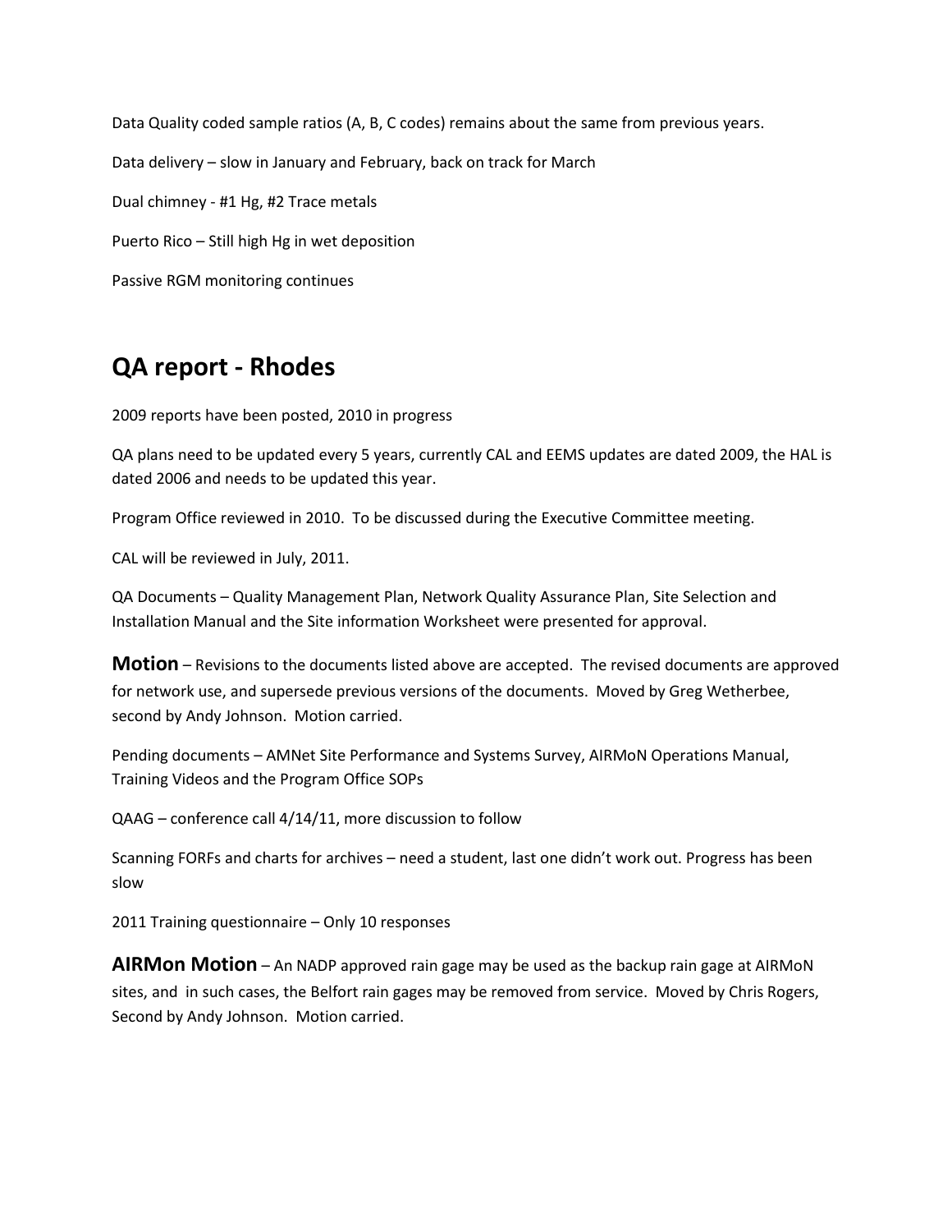Data Quality coded sample ratios (A, B, C codes) remains about the same from previous years.

Data delivery – slow in January and February, back on track for March

Dual chimney - #1 Hg, #2 Trace metals

Puerto Rico – Still high Hg in wet deposition

Passive RGM monitoring continues

## QA report - Rhodes

2009 reports have been posted, 2010 in progress

QA plans need to be updated every 5 years, currently CAL and EEMS updates are dated 2009, the HAL is dated 2006 and needs to be updated this year.

Program Office reviewed in 2010. To be discussed during the Executive Committee meeting.

CAL will be reviewed in July, 2011.

QA Documents – Quality Management Plan, Network Quality Assurance Plan, Site Selection and Installation Manual and the Site information Worksheet were presented for approval.

**Motion** – Revisions to the documents listed above are accepted. The revised documents are approved for network use, and supersede previous versions of the documents. Moved by Greg Wetherbee, second by Andy Johnson. Motion carried.

Pending documents – AMNet Site Performance and Systems Survey, AIRMoN Operations Manual, Training Videos and the Program Office SOPs

QAAG – conference call 4/14/11, more discussion to follow

Scanning FORFs and charts for archives – need a student, last one didn't work out. Progress has been slow

2011 Training questionnaire – Only 10 responses

**AIRMon Motion** – An NADP approved rain gage may be used as the backup rain gage at AIRMoN sites, and in such cases, the Belfort rain gages may be removed from service. Moved by Chris Rogers, Second by Andy Johnson. Motion carried.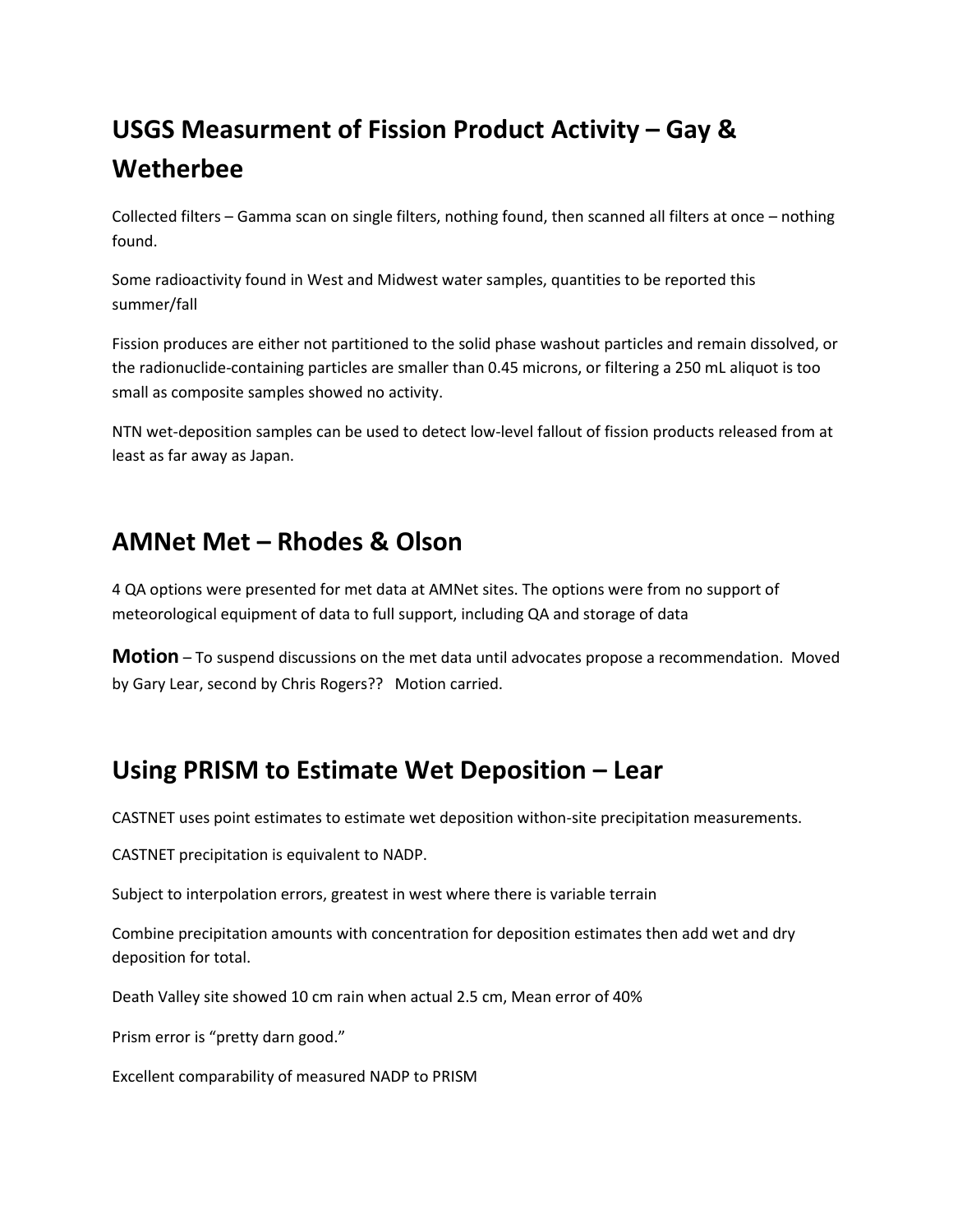## USGS Measurment of Fission Product Activity – Gay & Wetherbee

Collected filters – Gamma scan on single filters, nothing found, then scanned all filters at once – nothing found.

Some radioactivity found in West and Midwest water samples, quantities to be reported this summer/fall

Fission produces are either not partitioned to the solid phase washout particles and remain dissolved, or the radionuclide-containing particles are smaller than 0.45 microns, or filtering a 250 mL aliquot is too small as composite samples showed no activity.

NTN wet-deposition samples can be used to detect low-level fallout of fission products released from at least as far away as Japan.

## AMNet Met – Rhodes & Olson

4 QA options were presented for met data at AMNet sites. The options were from no support of meteorological equipment of data to full support, including QA and storage of data

**Motion** – To suspend discussions on the met data until advocates propose a recommendation. Moved by Gary Lear, second by Chris Rogers?? Motion carried.

## Using PRISM to Estimate Wet Deposition – Lear

CASTNET uses point estimates to estimate wet deposition withon-site precipitation measurements.

CASTNET precipitation is equivalent to NADP.

Subject to interpolation errors, greatest in west where there is variable terrain

Combine precipitation amounts with concentration for deposition estimates then add wet and dry deposition for total.

Death Valley site showed 10 cm rain when actual 2.5 cm, Mean error of 40%

Prism error is "pretty darn good."

Excellent comparability of measured NADP to PRISM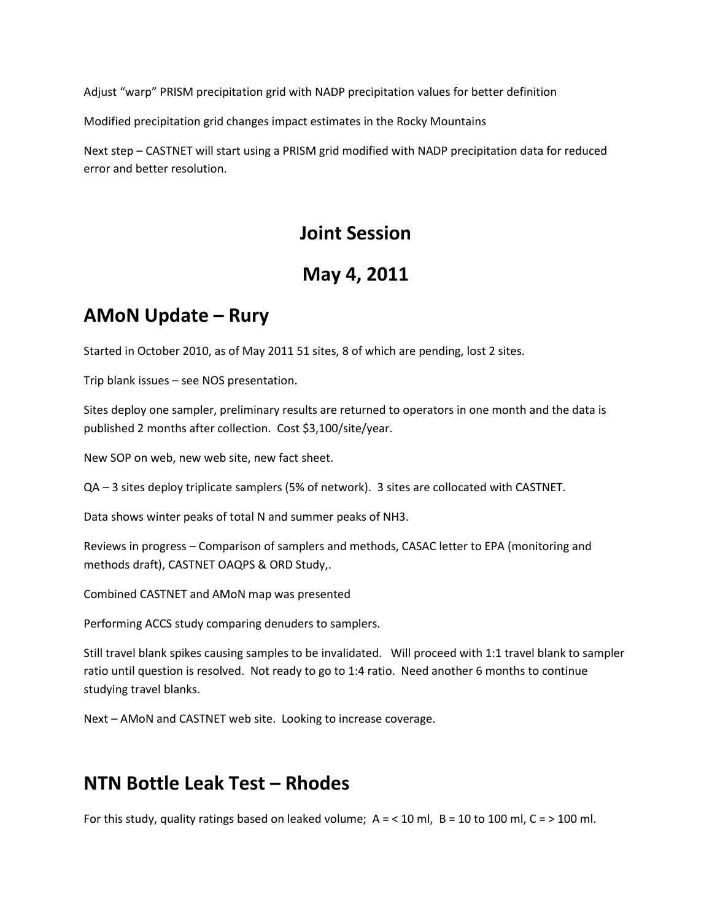Adjust "warp" PRISM precipitation grid with NADP precipitation values for better definition

Modified precipitation grid changes impact estimates in the Rocky Mountains

Next step – CASTNET will start using a PRISM grid modified with NADP precipitation data for reduced error and better resolution.

# Joint Session

# May 4, 2011

## AMoN Update – Rury

Started in October 2010, as of May 2011 51 sites, 8 of which are pending, lost 2 sites.

Trip blank issues – see NOS presentation.

Sites deploy one sampler, preliminary results are returned to operators in one month and the data is published 2 months after collection. Cost $3,100/site/year.

New SOP on web, new web site, new fact sheet.

QA – 3 sites deploy triplicate samplers (5% of network). 3 sites are collocated with CASTNET.

Data shows winter peaks of total N and summer peaks of $NH_3$.

Reviews in progress – Comparison of samplers and methods, CASAC letter to EPA (monitoring and methods draft), CASTNET OAQPS & ORD Study,.

Combined CASTNET and AMoN map was presented

Performing ACCS study comparing denuders to samplers.

Still travel blank spikes causing samples to be invalidated. Will proceed with 1:1 travel blank to sampler ratio until question is resolved. Not ready to go to 1:4 ratio. Need another 6 months to continue studying travel blanks.

Next – AMoN and CASTNET web site. Looking to increase coverage.

## NTN Bottle Leak Test – Rhodes

For this study, quality ratings based on leaked volume; A = < 10 ml, B = 10 to 100 ml, C = > 100 ml.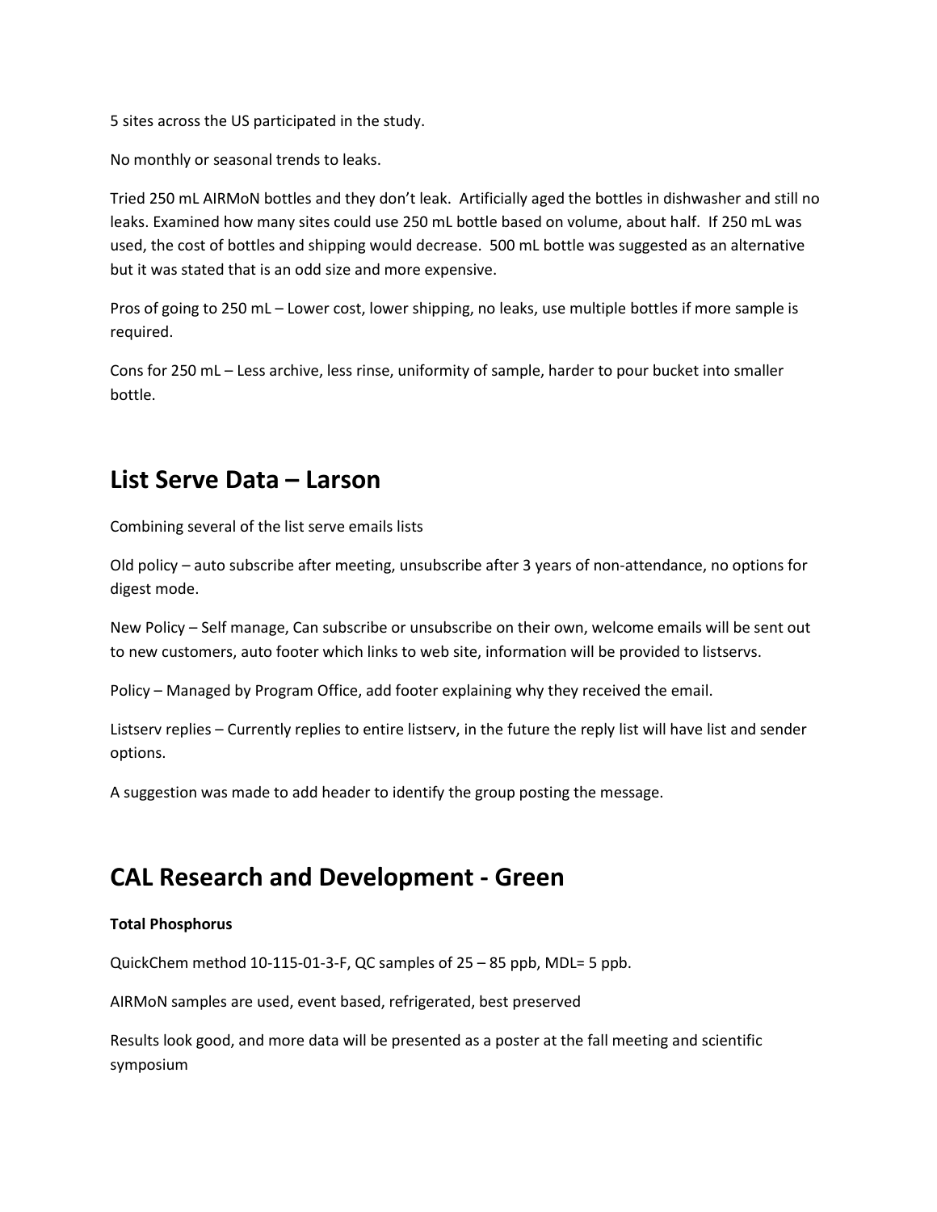5 sites across the US participated in the study.

No monthly or seasonal trends to leaks.

Tried 250 mL AIRMoN bottles and they don't leak. Artificially aged the bottles in dishwasher and still no leaks. Examined how many sites could use 250 mL bottle based on volume, about half. If 250 mL was used, the cost of bottles and shipping would decrease. 500 mL bottle was suggested as an alternative but it was stated that is an odd size and more expensive.

Pros of going to 250 mL – Lower cost, lower shipping, no leaks, use multiple bottles if more sample is required.

Cons for 250 mL – Less archive, less rinse, uniformity of sample, harder to pour bucket into smaller bottle.

## List Serve Data – Larson

Combining several of the list serve emails lists

Old policy – auto subscribe after meeting, unsubscribe after 3 years of non-attendance, no options for digest mode.

New Policy – Self manage, Can subscribe or unsubscribe on their own, welcome emails will be sent out to new customers, auto footer which links to web site, information will be provided to listservs.

Policy – Managed by Program Office, add footer explaining why they received the email.

Listserv replies – Currently replies to entire listserv, in the future the reply list will have list and sender options.

A suggestion was made to add header to identify the group posting the message.

## CAL Research and Development - Green

**Total Phosphorus**

QuickChem method 10-115-01-3-F, QC samples of 25 – 85 ppb, MDL= 5 ppb.

AIRMoN samples are used, event based, refrigerated, best preserved

Results look good, and more data will be presented as a poster at the fall meeting and scientific symposium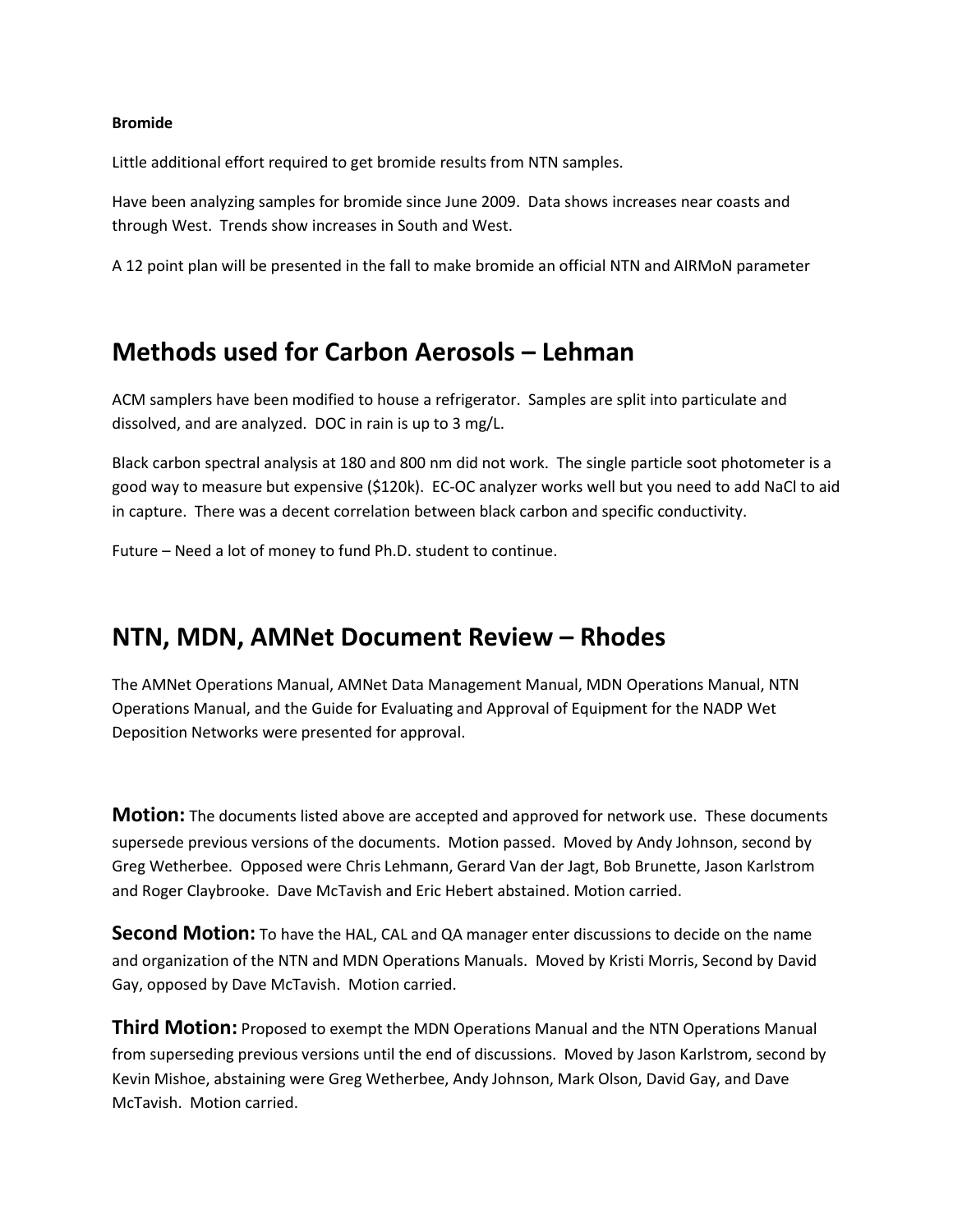**Bromide**

Little additional effort required to get bromide results from NTN samples.

Have been analyzing samples for bromide since June 2009. Data shows increases near coasts and through West. Trends show increases in South and West.

A 12 point plan will be presented in the fall to make bromide an official NTN and AIRMoN parameter

# Methods used for Carbon Aerosols – Lehman

ACM samplers have been modified to house a refrigerator. Samples are split into particulate and dissolved, and are analyzed. DOC in rain is up to 3 mg/L.

Black carbon spectral analysis at 180 and 800 nm did not work. The single particle soot photometer is a good way to measure but expensive ($120k). EC-OC analyzer works well but you need to add NaCl to aid in capture. There was a decent correlation between black carbon and specific conductivity.

Future – Need a lot of money to fund Ph.D. student to continue.

# NTN, MDN, AMNet Document Review – Rhodes

The AMNet Operations Manual, AMNet Data Management Manual, MDN Operations Manual, NTN Operations Manual, and the Guide for Evaluating and Approval of Equipment for the NADP Wet Deposition Networks were presented for approval.

**Motion:** The documents listed above are accepted and approved for network use. These documents supersede previous versions of the documents. Motion passed. Moved by Andy Johnson, second by Greg Wetherbee. Opposed were Chris Lehmann, Gerard Van der Jagt, Bob Brunette, Jason Karlstrom and Roger Claybrooke. Dave McTavish and Eric Hebert abstained. Motion carried.

**Second Motion:** To have the HAL, CAL and QA manager enter discussions to decide on the name and organization of the NTN and MDN Operations Manuals. Moved by Kristi Morris, Second by David Gay, opposed by Dave McTavish. Motion carried.

**Third Motion:** Proposed to exempt the MDN Operations Manual and the NTN Operations Manual from superseding previous versions until the end of discussions. Moved by Jason Karlstrom, second by Kevin Mishoe, abstaining were Greg Wetherbee, Andy Johnson, Mark Olson, David Gay, and Dave McTavish. Motion carried.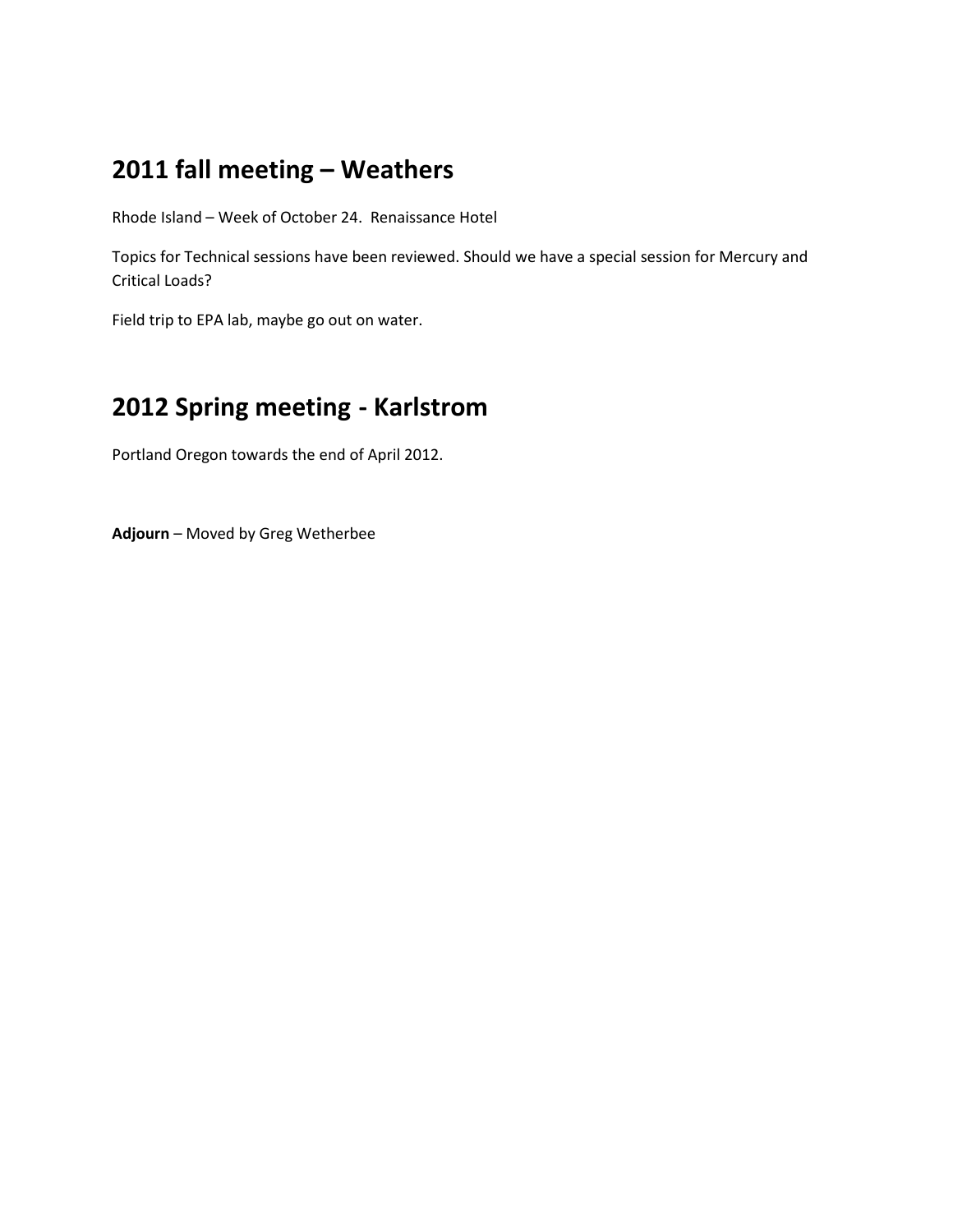## 2011 fall meeting – Weathers

Rhode Island – Week of October 24. Renaissance Hotel

Topics for Technical sessions have been reviewed. Should we have a special session for Mercury and Critical Loads?

Field trip to EPA lab, maybe go out on water.

## 2012 Spring meeting - Karlstrom

Portland Oregon towards the end of April 2012.

**Adjourn** – Moved by Greg Wetherbee